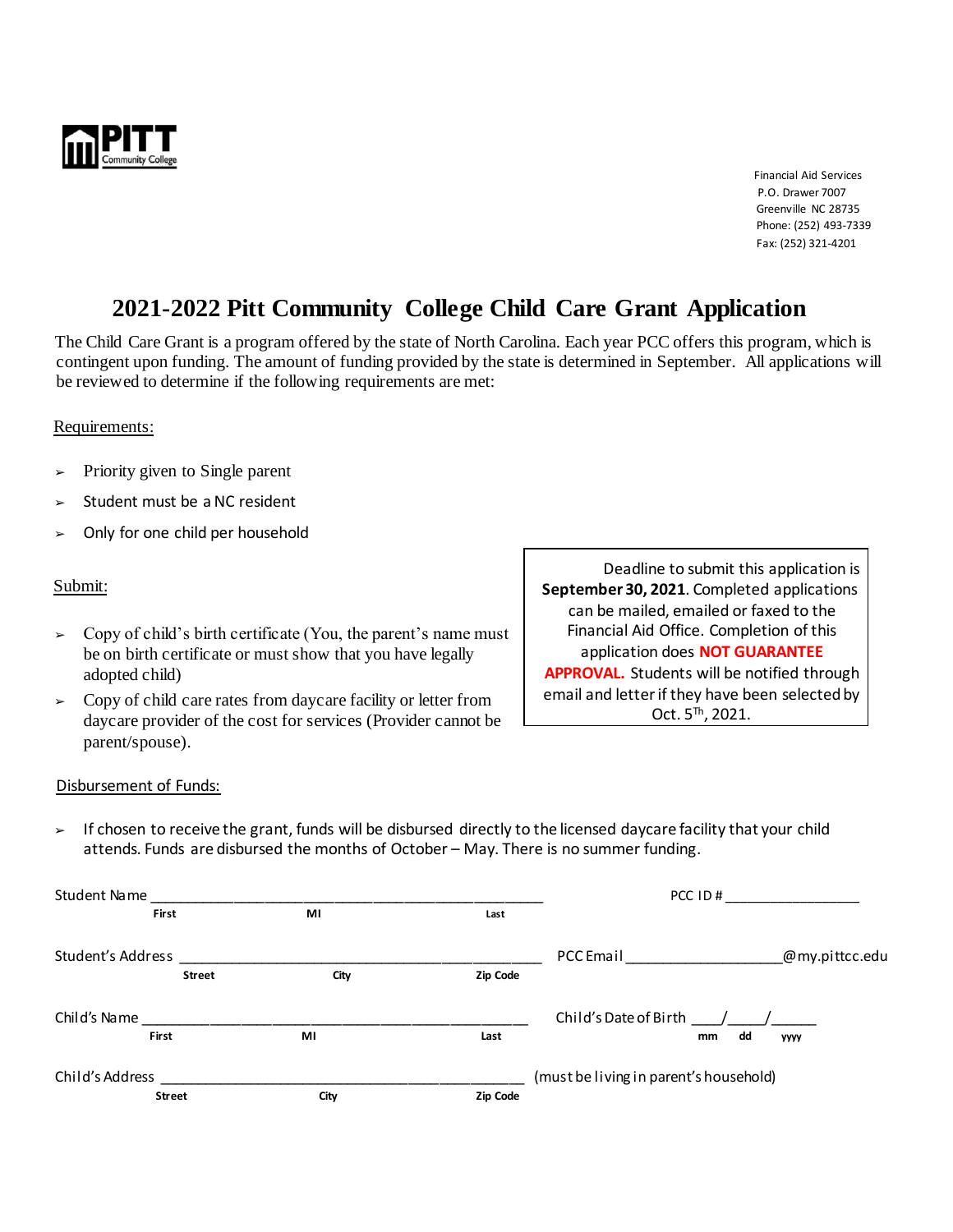PITT Community College

Financial Aid Services
P.O. Drawer 7007
Greenville NC 28735
Phone: (252) 493-7339
Fax: (252) 321-4201

# 2021-2022 Pitt Community College Child Care Grant Application

The Child Care Grant is a program offered by the state of North Carolina. Each year PCC offers this program, which is contingent upon funding. The amount of funding provided by the state is determined in September. All applications will be reviewed to determine if the following requirements are met:

Requirements:

- Priority given to Single parent
- Student must be a NC resident
- Only for one child per household

Submit:

- Copy of child's birth certificate (You, the parent's name must be on birth certificate or must show that you have legally adopted child)
- Copy of child care rates from daycare facility or letter from daycare provider of the cost for services (Provider cannot be parent/spouse).

Deadline to submit this application is **September 30, 2021**. Completed applications can be mailed, emailed or faxed to the Financial Aid Office. Completion of this application does **NOT GUARANTEE APPROVAL.** Students will be notified through email and letter if they have been selected by Oct. 5th, 2021.

Disbursement of Funds:

- If chosen to receive the grant, funds will be disbursed directly to the licensed daycare facility that your child attends. Funds are disbursed the months of October – May. There is no summer funding.

Student Name ______________________________________________ PCC ID # _________________
First MI Last

Student's Address ______________________________________________ PCC Email ____________________@my.pittcc.edu
Street City Zip Code

Child's Name ______________________________________________ Child's Date of Birth ____/____/______
First MI Last mm dd yyyy

Child's Address ______________________________________________ (must be living in parent's household)
Street City Zip Code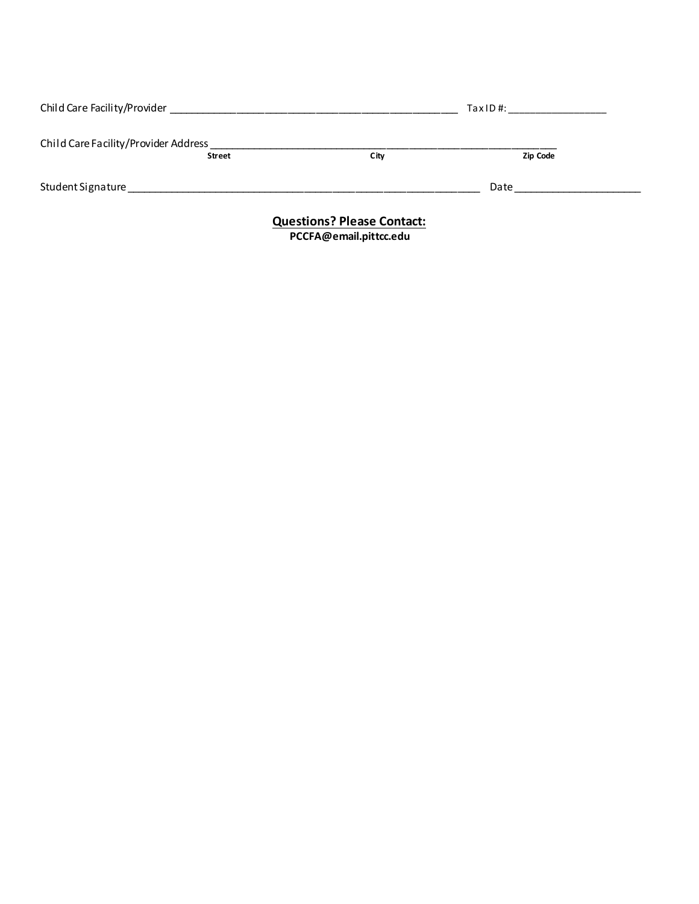Child Care Facility/Provider ___________________________________________________ Tax ID #: _________________

Child Care Facility/Provider Address ___________________________________________________________________

**Street** **City** **Zip Code**

Student Signature ______________________________________________________________ Date ______________________

**Questions? Please Contact:**

**PCCFA@email.pittcc.edu**